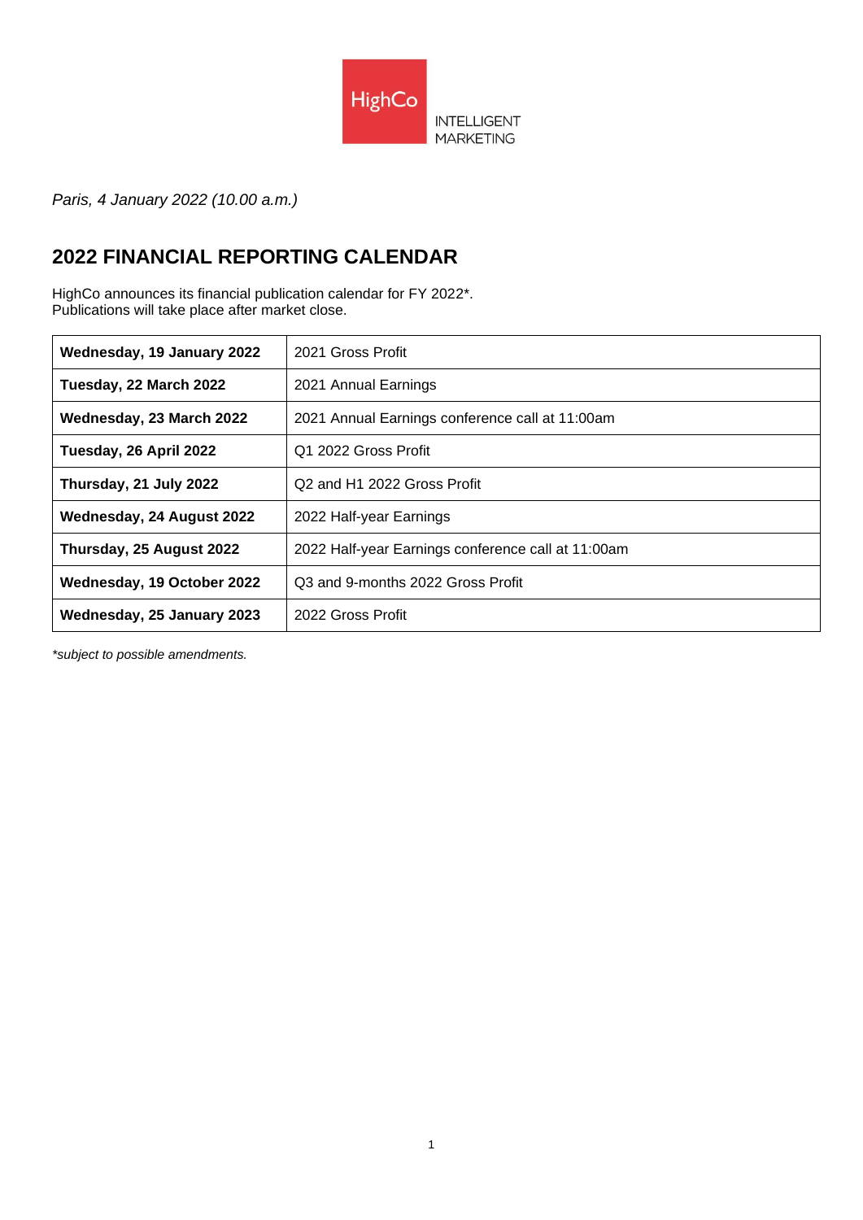*Paris, 4 January 2022 (10.00 a.m.)*

## 2022 FINANCIAL REPORTING CALENDAR

HighCo announces its financial publication calendar for FY 2022*.
Publications will take place after market close.

| | |
|---|---|
| **Wednesday, 19 January 2022** | 2021 Gross Profit |
| **Tuesday, 22 March 2022** | 2021 Annual Earnings |
| **Wednesday, 23 March 2022** | 2021 Annual Earnings conference call at 11:00am |
| **Tuesday, 26 April 2022** | Q1 2022 Gross Profit |
| **Thursday, 21 July 2022** | Q2 and H1 2022 Gross Profit |
| **Wednesday, 24 August 2022** | 2022 Half-year Earnings |
| **Thursday, 25 August 2022** | 2022 Half-year Earnings conference call at 11:00am |
| **Wednesday, 19 October 2022** | Q3 and 9-months 2022 Gross Profit |
| **Wednesday, 25 January 2023** | 2022 Gross Profit |

*\*subject to possible amendments.*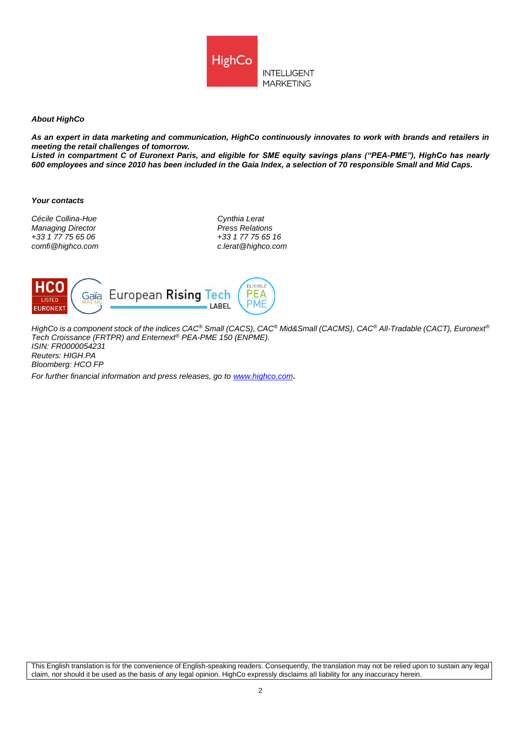***About HighCo***

***As an expert in data marketing and communication, HighCo continuously innovates to work with brands and retailers in meeting the retail challenges of tomorrow.***
***Listed in compartment C of Euronext Paris, and eligible for SME equity savings plans ("PEA-PME"), HighCo has nearly 600 employees and since 2010 has been included in the Gaia Index, a selection of 70 responsible Small and Mid Caps.***

***Your contacts***

*Cécile Collina-Hue*
*Managing Director*
*+33 1 77 75 65 06*
*comfi@highco.com*

*Cynthia Lerat*
*Press Relations*
*+33 1 77 75 65 16*
*c.lerat@highco.com*

*HighCo is a component stock of the indices CAC® Small (CACS), CAC® Mid&Small (CACMS), CAC® All-Tradable (CACT), Euronext® Tech Croissance (FRTPR) and Enternext® PEA-PME 150 (ENPME).*
*ISIN: FR0000054231*
*Reuters: HIGH.PA*
*Bloomberg: HCO FP*

*For further financial information and press releases, go to [www.highco.com](http://www.highco.com).*

This English translation is for the convenience of English-speaking readers. Consequently, the translation may not be relied upon to sustain any legal claim, nor should it be used as the basis of any legal opinion. HighCo expressly disclaims all liability for any inaccuracy herein.